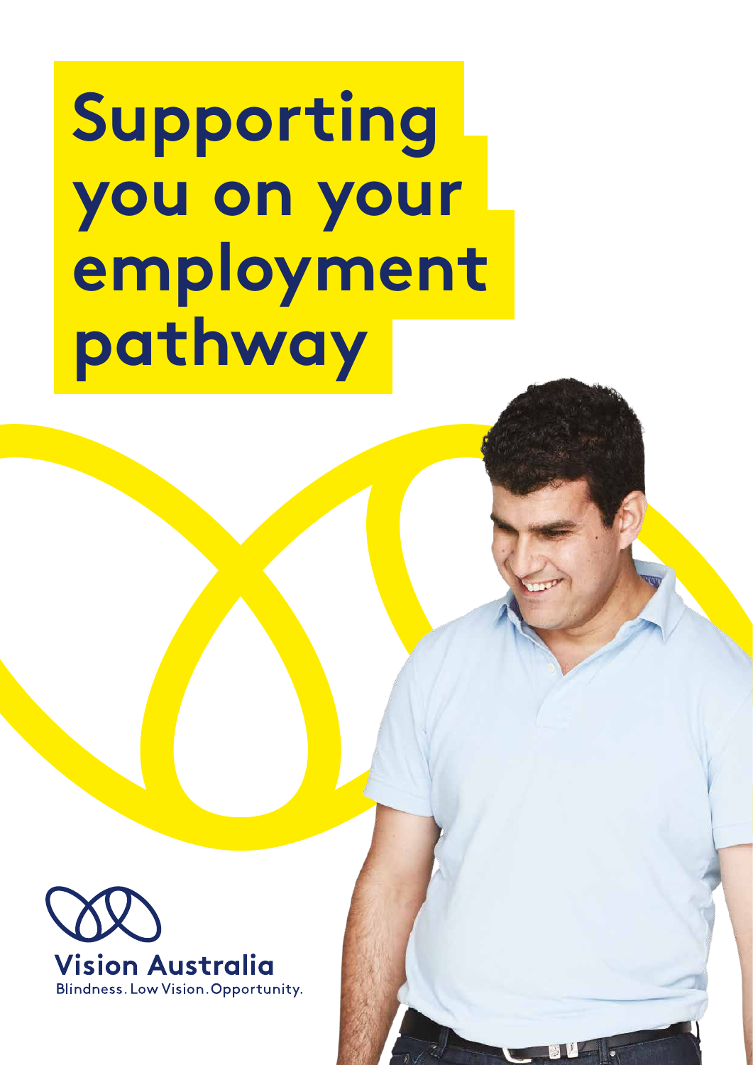# Supporting you on your employment pathway

Vision Australia

Blindness. Low Vision. Opportunity.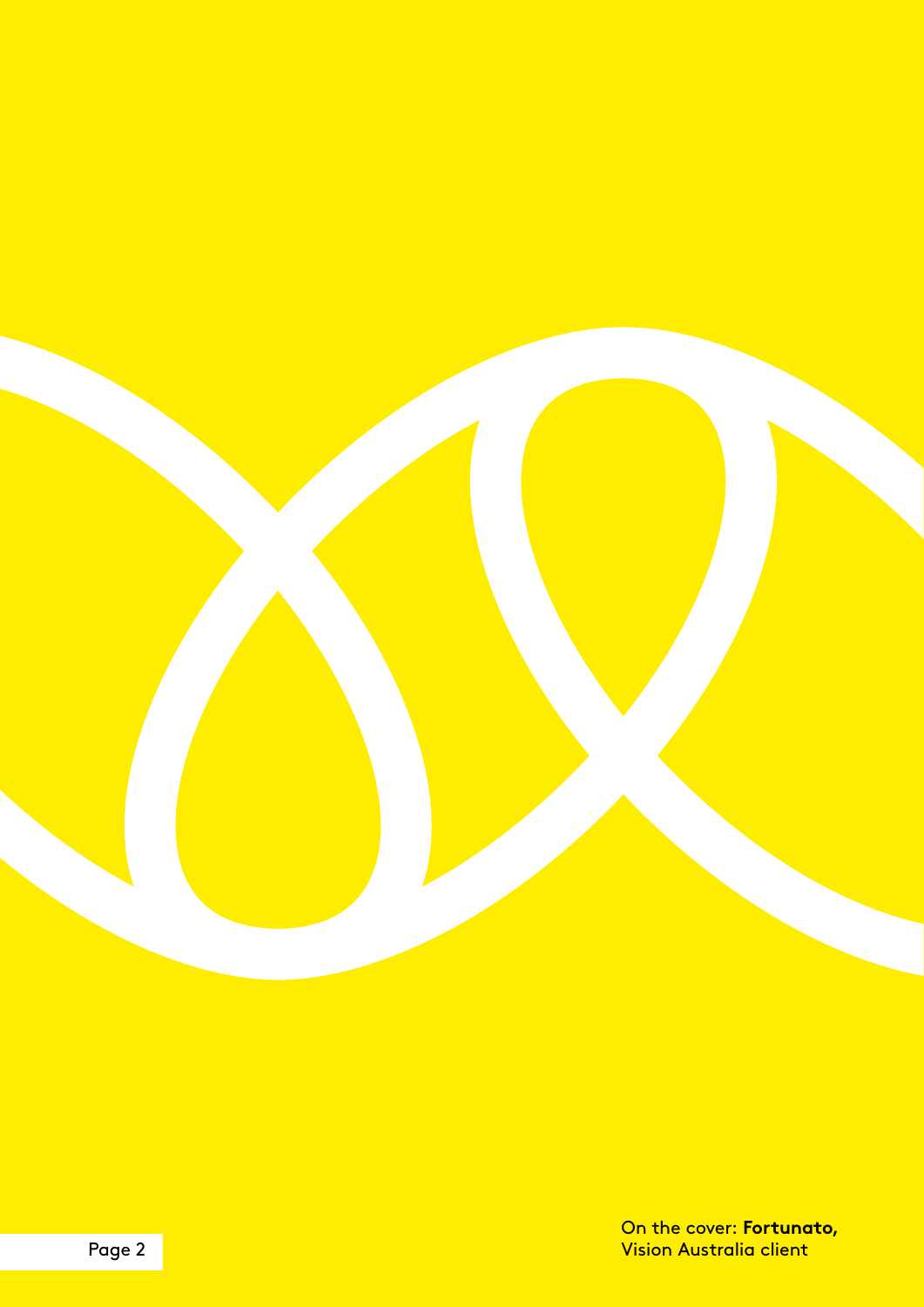On the cover: **Fortunato,**
Vision Australia client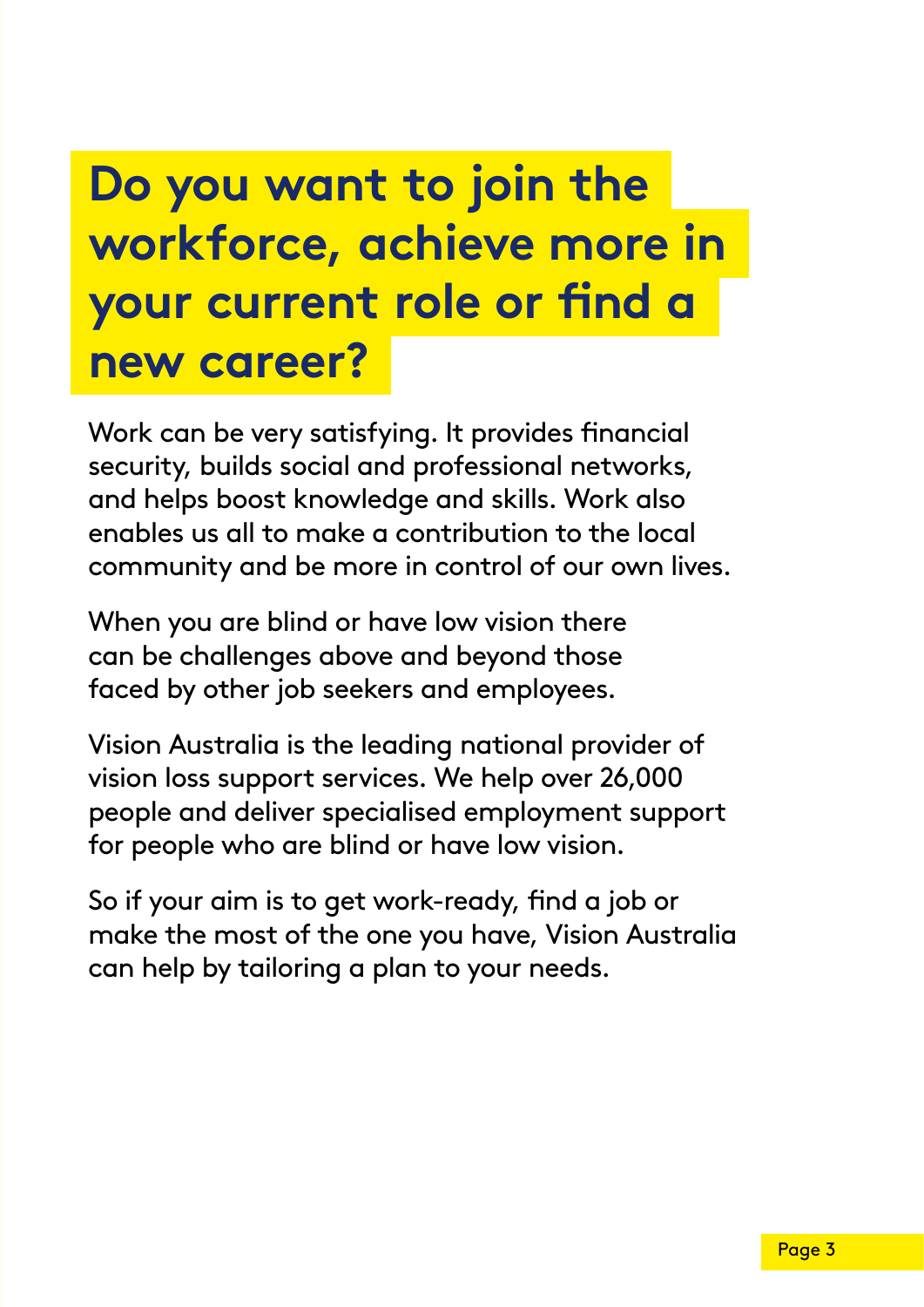# Do you want to join the workforce, achieve more in your current role or find a new career?

Work can be very satisfying. It provides financial security, builds social and professional networks, and helps boost knowledge and skills. Work also enables us all to make a contribution to the local community and be more in control of our own lives.

When you are blind or have low vision there can be challenges above and beyond those faced by other job seekers and employees.

Vision Australia is the leading national provider of vision loss support services. We help over 26,000 people and deliver specialised employment support for people who are blind or have low vision.

So if your aim is to get work-ready, find a job or make the most of the one you have, Vision Australia can help by tailoring a plan to your needs.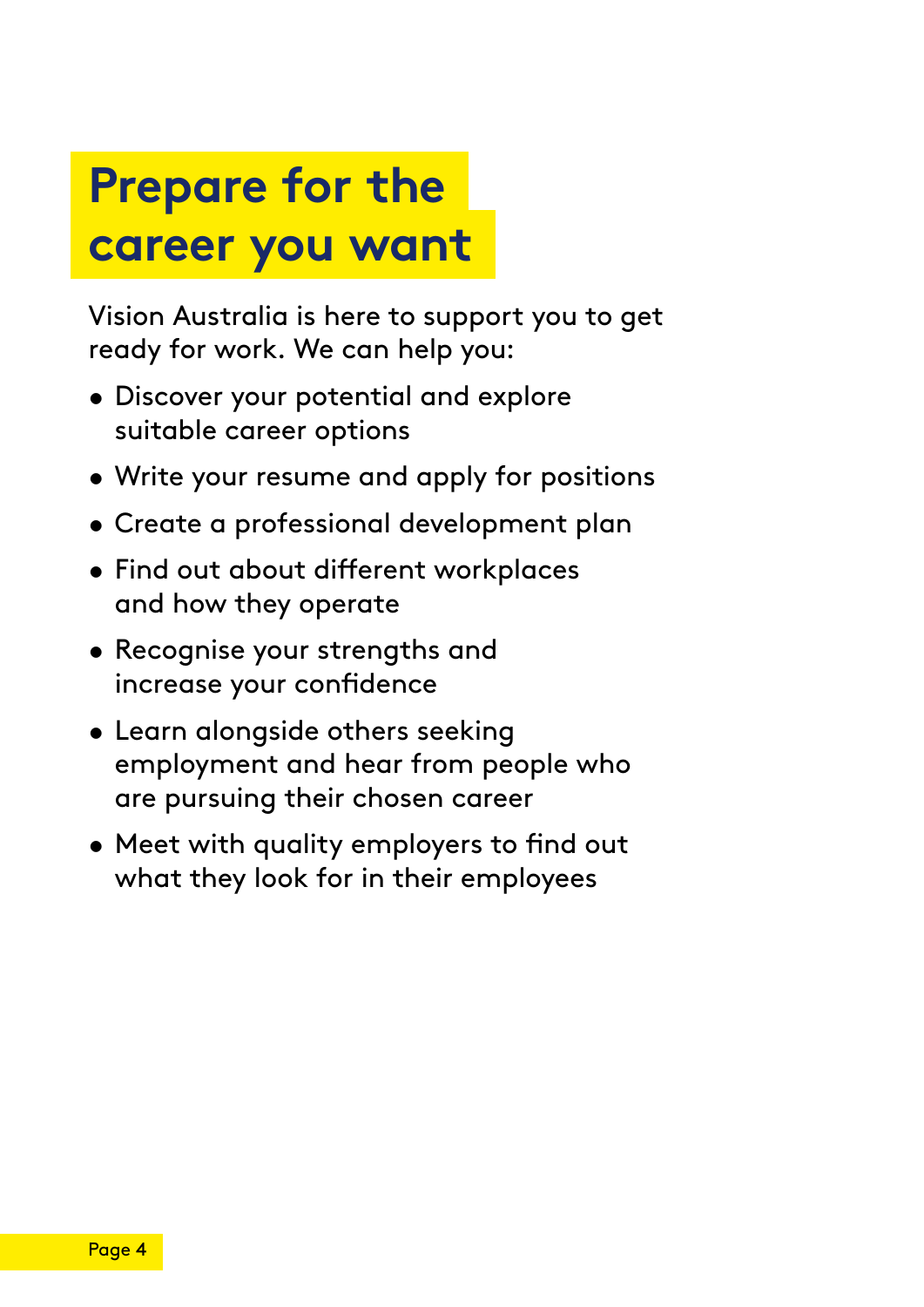# Prepare for the career you want

Vision Australia is here to support you to get ready for work. We can help you:

- Discover your potential and explore suitable career options
- Write your resume and apply for positions
- Create a professional development plan
- Find out about different workplaces and how they operate
- Recognise your strengths and increase your confidence
- Learn alongside others seeking employment and hear from people who are pursuing their chosen career
- Meet with quality employers to find out what they look for in their employees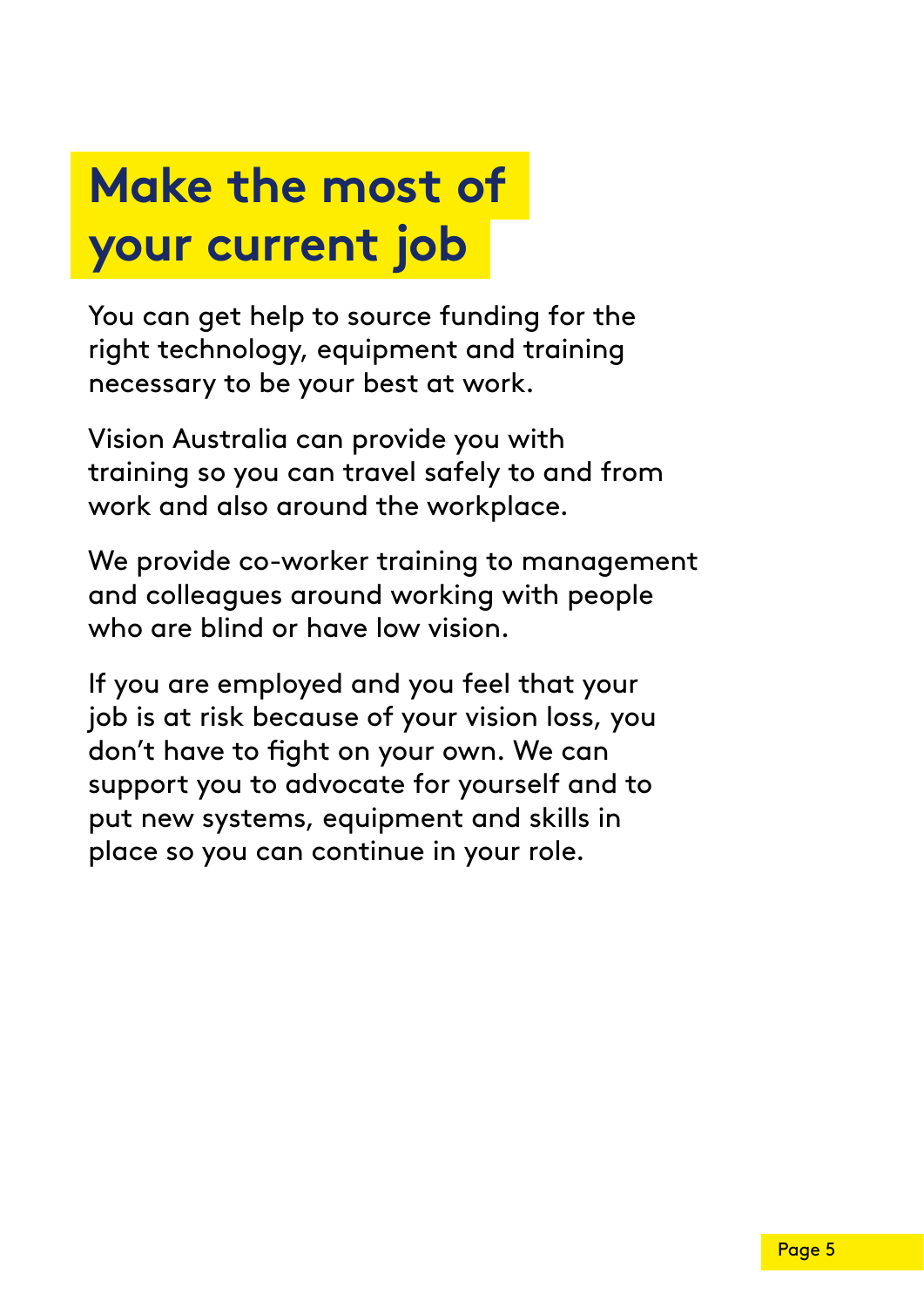# Make the most of your current job

You can get help to source funding for the right technology, equipment and training necessary to be your best at work.

Vision Australia can provide you with training so you can travel safely to and from work and also around the workplace.

We provide co-worker training to management and colleagues around working with people who are blind or have low vision.

If you are employed and you feel that your job is at risk because of your vision loss, you don't have to fight on your own. We can support you to advocate for yourself and to put new systems, equipment and skills in place so you can continue in your role.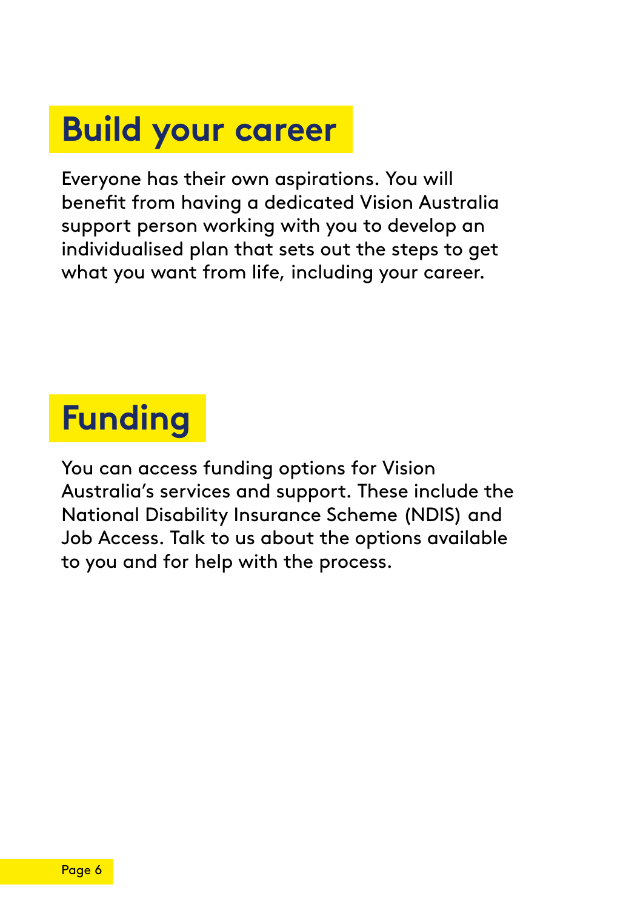## Build your career

Everyone has their own aspirations. You will benefit from having a dedicated Vision Australia support person working with you to develop an individualised plan that sets out the steps to get what you want from life, including your career.

## Funding

You can access funding options for Vision Australia's services and support. These include the National Disability Insurance Scheme (NDIS) and Job Access. Talk to us about the options available to you and for help with the process.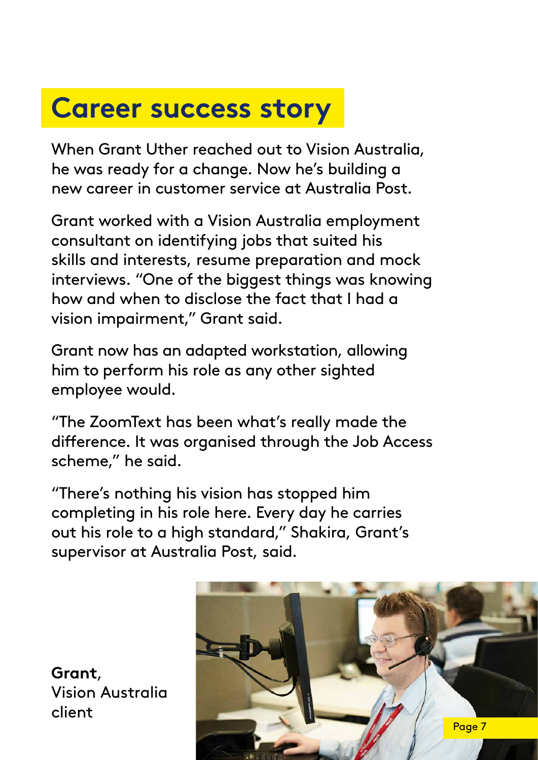## Career success story

When Grant Uther reached out to Vision Australia, he was ready for a change. Now he's building a new career in customer service at Australia Post.

Grant worked with a Vision Australia employment consultant on identifying jobs that suited his skills and interests, resume preparation and mock interviews. "One of the biggest things was knowing how and when to disclose the fact that I had a vision impairment," Grant said.

Grant now has an adapted workstation, allowing him to perform his role as any other sighted employee would.

"The ZoomText has been what's really made the difference. It was organised through the Job Access scheme," he said.

"There's nothing his vision has stopped him completing in his role here. Every day he carries out his role to a high standard," Shakira, Grant's supervisor at Australia Post, said.

**Grant**, Vision Australia client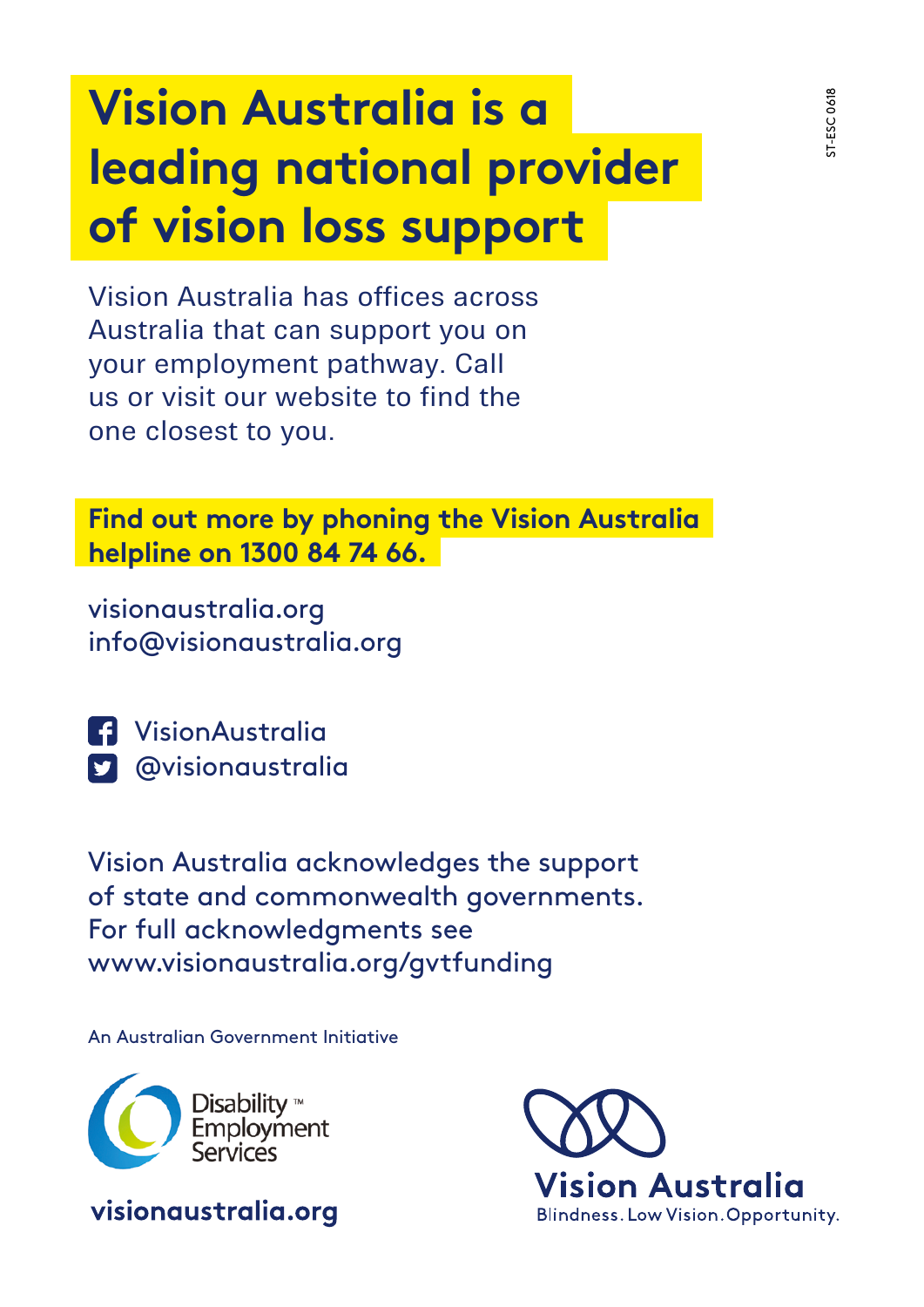# Vision Australia is a leading national provider of vision loss support

Vision Australia has offices across Australia that can support you on your employment pathway. Call us or visit our website to find the one closest to you.

**Find out more by phoning the Vision Australia helpline on 1300 84 74 66.**

visionaustralia.org
info@visionaustralia.org

VisionAustralia
@visionaustralia

Vision Australia acknowledges the support of state and commonwealth governments. For full acknowledgments see www.visionaustralia.org/gvtfunding

An Australian Government Initiative

Disability™ Employment Services

**visionaustralia.org**

Vision Australia
Blindness. Low Vision. Opportunity.

ST-ESC 0618